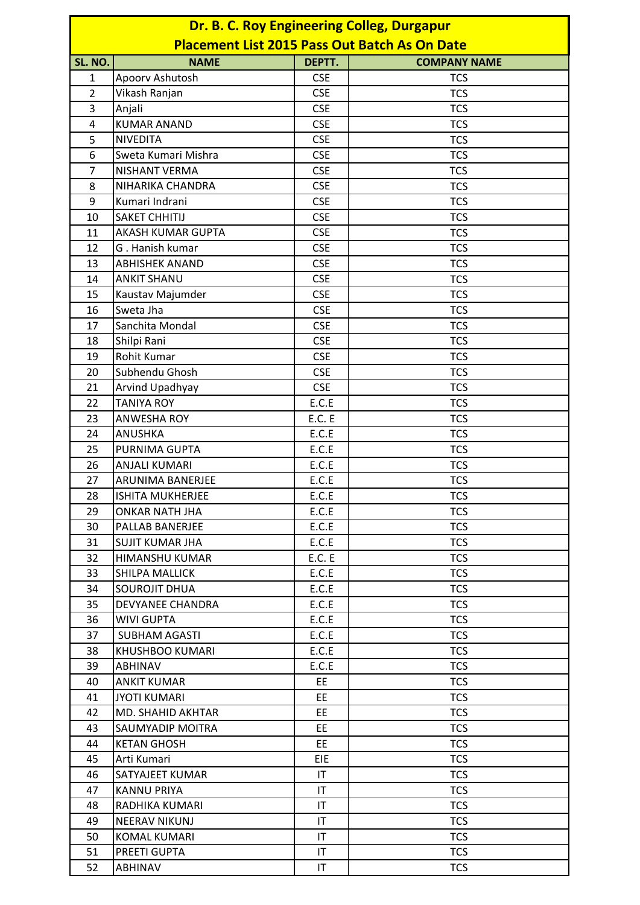# Dr. B. C. Roy Engineering Colleg, Durgapur

## Placement List 2015 Pass Out Batch As On Date

| SL. NO. | NAME | DEPTT. | COMPANY NAME |
|---|---|---|---|
| 1 | Apoorv Ashutosh | CSE | TCS |
| 2 | Vikash Ranjan | CSE | TCS |
| 3 | Anjali | CSE | TCS |
| 4 | KUMAR ANAND | CSE | TCS |
| 5 | NIVEDITA | CSE | TCS |
| 6 | Sweta Kumari Mishra | CSE | TCS |
| 7 | NISHANT VERMA | CSE | TCS |
| 8 | NIHARIKA CHANDRA | CSE | TCS |
| 9 | Kumari Indrani | CSE | TCS |
| 10 | SAKET CHHITIJ | CSE | TCS |
| 11 | AKASH KUMAR GUPTA | CSE | TCS |
| 12 | G . Hanish kumar | CSE | TCS |
| 13 | ABHISHEK ANAND | CSE | TCS |
| 14 | ANKIT SHANU | CSE | TCS |
| 15 | Kaustav Majumder | CSE | TCS |
| 16 | Sweta Jha | CSE | TCS |
| 17 | Sanchita Mondal | CSE | TCS |
| 18 | Shilpi Rani | CSE | TCS |
| 19 | Rohit Kumar | CSE | TCS |
| 20 | Subhendu Ghosh | CSE | TCS |
| 21 | Arvind Upadhyay | CSE | TCS |
| 22 | TANIYA ROY | E.C.E | TCS |
| 23 | ANWESHA ROY | E.C. E | TCS |
| 24 | ANUSHKA | E.C.E | TCS |
| 25 | PURNIMA GUPTA | E.C.E | TCS |
| 26 | ANJALI KUMARI | E.C.E | TCS |
| 27 | ARUNIMA BANERJEE | E.C.E | TCS |
| 28 | ISHITA MUKHERJEE | E.C.E | TCS |
| 29 | ONKAR NATH JHA | E.C.E | TCS |
| 30 | PALLAB BANERJEE | E.C.E | TCS |
| 31 | SUJIT KUMAR JHA | E.C.E | TCS |
| 32 | HIMANSHU KUMAR | E.C. E | TCS |
| 33 | SHILPA MALLICK | E.C.E | TCS |
| 34 | SOUROJIT DHUA | E.C.E | TCS |
| 35 | DEVYANEE CHANDRA | E.C.E | TCS |
| 36 | WIVI GUPTA | E.C.E | TCS |
| 37 | SUBHAM AGASTI | E.C.E | TCS |
| 38 | KHUSHBOO KUMARI | E.C.E | TCS |
| 39 | ABHINAV | E.C.E | TCS |
| 40 | ANKIT KUMAR | EE | TCS |
| 41 | JYOTI KUMARI | EE | TCS |
| 42 | MD. SHAHID AKHTAR | EE | TCS |
| 43 | SAUMYADIP MOITRA | EE | TCS |
| 44 | KETAN GHOSH | EE | TCS |
| 45 | Arti Kumari | EIE | TCS |
| 46 | SATYAJEET KUMAR | IT | TCS |
| 47 | KANNU PRIYA | IT | TCS |
| 48 | RADHIKA KUMARI | IT | TCS |
| 49 | NEERAV NIKUNJ | IT | TCS |
| 50 | KOMAL KUMARI | IT | TCS |
| 51 | PREETI GUPTA | IT | TCS |
| 52 | ABHINAV | IT | TCS |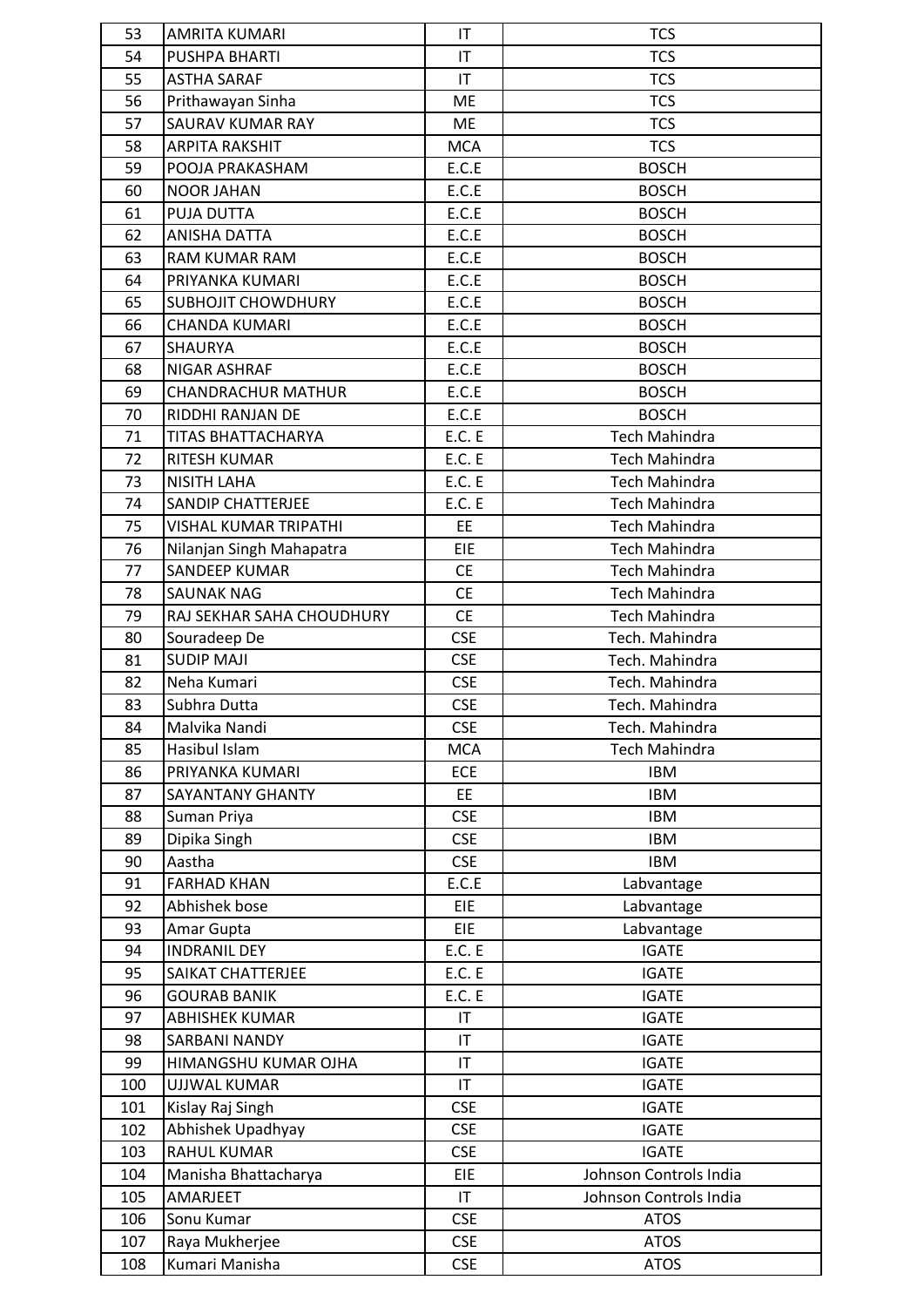| 53 | AMRITA KUMARI | IT | TCS |
|---|---|---|---|
| 54 | PUSHPA BHARTI | IT | TCS |
| 55 | ASTHA SARAF | IT | TCS |
| 56 | Prithawayan Sinha | ME | TCS |
| 57 | SAURAV KUMAR RAY | ME | TCS |
| 58 | ARPITA RAKSHIT | MCA | TCS |
| 59 | POOJA PRAKASHAM | E.C.E | BOSCH |
| 60 | NOOR JAHAN | E.C.E | BOSCH |
| 61 | PUJA DUTTA | E.C.E | BOSCH |
| 62 | ANISHA DATTA | E.C.E | BOSCH |
| 63 | RAM KUMAR RAM | E.C.E | BOSCH |
| 64 | PRIYANKA KUMARI | E.C.E | BOSCH |
| 65 | SUBHOJIT CHOWDHURY | E.C.E | BOSCH |
| 66 | CHANDA KUMARI | E.C.E | BOSCH |
| 67 | SHAURYA | E.C.E | BOSCH |
| 68 | NIGAR ASHRAF | E.C.E | BOSCH |
| 69 | CHANDRACHUR MATHUR | E.C.E | BOSCH |
| 70 | RIDDHI RANJAN DE | E.C.E | BOSCH |
| 71 | TITAS BHATTACHARYA | E.C. E | Tech Mahindra |
| 72 | RITESH KUMAR | E.C. E | Tech Mahindra |
| 73 | NISITH LAHA | E.C. E | Tech Mahindra |
| 74 | SANDIP CHATTERJEE | E.C. E | Tech Mahindra |
| 75 | VISHAL KUMAR TRIPATHI | EE | Tech Mahindra |
| 76 | Nilanjan Singh Mahapatra | EIE | Tech Mahindra |
| 77 | SANDEEP KUMAR | CE | Tech Mahindra |
| 78 | SAUNAK NAG | CE | Tech Mahindra |
| 79 | RAJ SEKHAR SAHA CHOUDHURY | CE | Tech Mahindra |
| 80 | Souradeep De | CSE | Tech. Mahindra |
| 81 | SUDIP MAJI | CSE | Tech. Mahindra |
| 82 | Neha Kumari | CSE | Tech. Mahindra |
| 83 | Subhra Dutta | CSE | Tech. Mahindra |
| 84 | Malvika Nandi | CSE | Tech. Mahindra |
| 85 | Hasibul Islam | MCA | Tech Mahindra |
| 86 | PRIYANKA KUMARI | ECE | IBM |
| 87 | SAYANTANY GHANTY | EE | IBM |
| 88 | Suman Priya | CSE | IBM |
| 89 | Dipika Singh | CSE | IBM |
| 90 | Aastha | CSE | IBM |
| 91 | FARHAD KHAN | E.C.E | Labvantage |
| 92 | Abhishek bose | EIE | Labvantage |
| 93 | Amar Gupta | EIE | Labvantage |
| 94 | INDRANIL DEY | E.C. E | IGATE |
| 95 | SAIKAT CHATTERJEE | E.C. E | IGATE |
| 96 | GOURAB BANIK | E.C. E | IGATE |
| 97 | ABHISHEK KUMAR | IT | IGATE |
| 98 | SARBANI NANDY | IT | IGATE |
| 99 | HIMANGSHU KUMAR OJHA | IT | IGATE |
| 100 | UJJWAL KUMAR | IT | IGATE |
| 101 | Kislay Raj Singh | CSE | IGATE |
| 102 | Abhishek Upadhyay | CSE | IGATE |
| 103 | RAHUL KUMAR | CSE | IGATE |
| 104 | Manisha Bhattacharya | EIE | Johnson Controls India |
| 105 | AMARJEET | IT | Johnson Controls India |
| 106 | Sonu Kumar | CSE | ATOS |
| 107 | Raya Mukherjee | CSE | ATOS |
| 108 | Kumari Manisha | CSE | ATOS |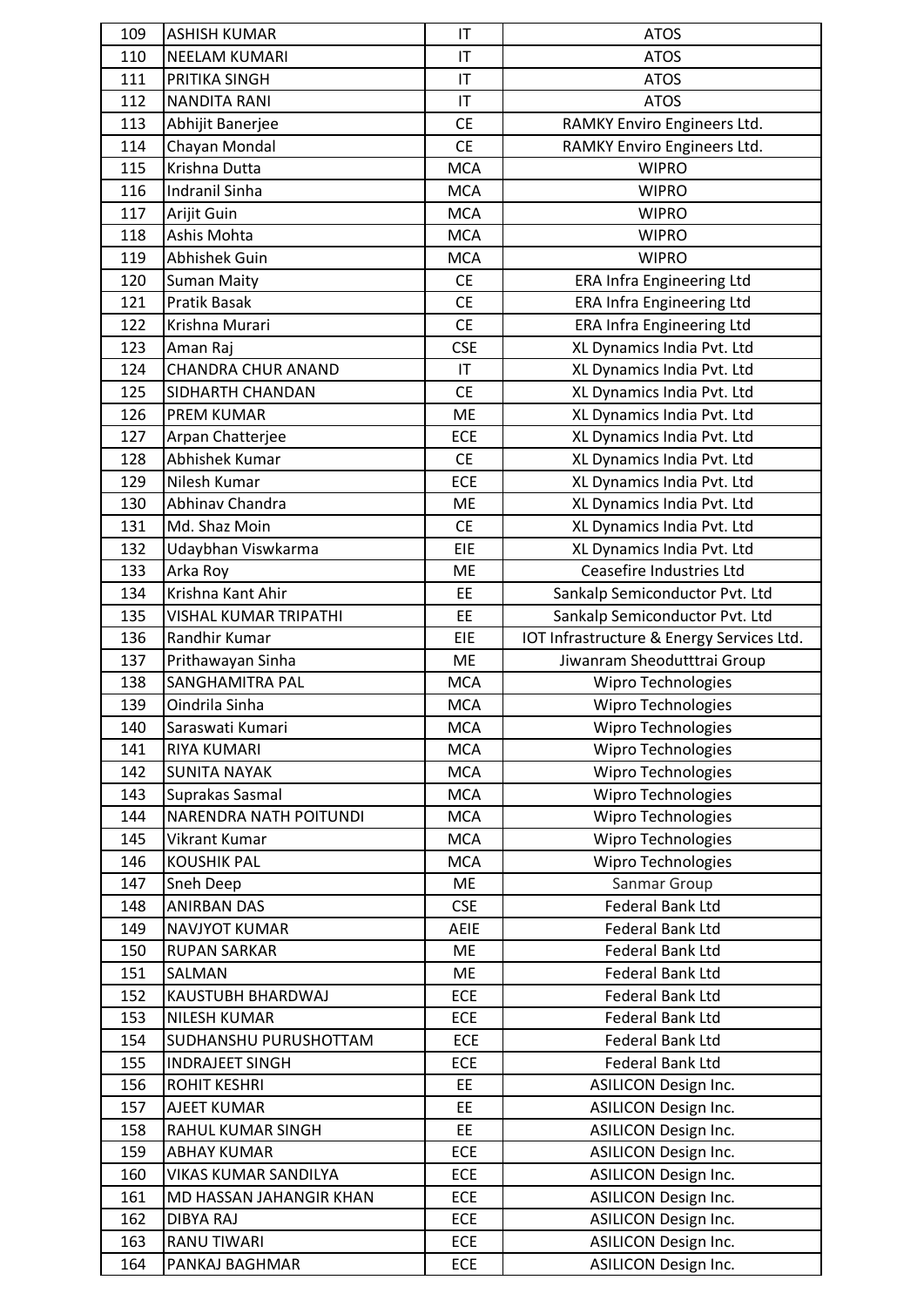| | | | |
|---|---|---|---|
| 109 | ASHISH KUMAR | IT | ATOS |
| 110 | NEELAM KUMARI | IT | ATOS |
| 111 | PRITIKA SINGH | IT | ATOS |
| 112 | NANDITA RANI | IT | ATOS |
| 113 | Abhijit Banerjee | CE | RAMKY Enviro Engineers Ltd. |
| 114 | Chayan Mondal | CE | RAMKY Enviro Engineers Ltd. |
| 115 | Krishna Dutta | MCA | WIPRO |
| 116 | Indranil Sinha | MCA | WIPRO |
| 117 | Arijit Guin | MCA | WIPRO |
| 118 | Ashis Mohta | MCA | WIPRO |
| 119 | Abhishek Guin | MCA | WIPRO |
| 120 | Suman Maity | CE | ERA Infra Engineering Ltd |
| 121 | Pratik Basak | CE | ERA Infra Engineering Ltd |
| 122 | Krishna Murari | CE | ERA Infra Engineering Ltd |
| 123 | Aman Raj | CSE | XL Dynamics India Pvt. Ltd |
| 124 | CHANDRA CHUR ANAND | IT | XL Dynamics India Pvt. Ltd |
| 125 | SIDHARTH CHANDAN | CE | XL Dynamics India Pvt. Ltd |
| 126 | PREM KUMAR | ME | XL Dynamics India Pvt. Ltd |
| 127 | Arpan Chatterjee | ECE | XL Dynamics India Pvt. Ltd |
| 128 | Abhishek Kumar | CE | XL Dynamics India Pvt. Ltd |
| 129 | Nilesh Kumar | ECE | XL Dynamics India Pvt. Ltd |
| 130 | Abhinav Chandra | ME | XL Dynamics India Pvt. Ltd |
| 131 | Md. Shaz Moin | CE | XL Dynamics India Pvt. Ltd |
| 132 | Udaybhan Viswkarma | EIE | XL Dynamics India Pvt. Ltd |
| 133 | Arka Roy | ME | Ceasefire Industries Ltd |
| 134 | Krishna Kant Ahir | EE | Sankalp Semiconductor Pvt. Ltd |
| 135 | VISHAL KUMAR TRIPATHI | EE | Sankalp Semiconductor Pvt. Ltd |
| 136 | Randhir Kumar | EIE | IOT Infrastructure & Energy Services Ltd. |
| 137 | Prithawayan Sinha | ME | Jiwanram Sheodutttrai Group |
| 138 | SANGHAMITRA PAL | MCA | Wipro Technologies |
| 139 | Oindrila Sinha | MCA | Wipro Technologies |
| 140 | Saraswati Kumari | MCA | Wipro Technologies |
| 141 | RIYA KUMARI | MCA | Wipro Technologies |
| 142 | SUNITA NAYAK | MCA | Wipro Technologies |
| 143 | Suprakas Sasmal | MCA | Wipro Technologies |
| 144 | NARENDRA NATH POITUNDI | MCA | Wipro Technologies |
| 145 | Vikrant Kumar | MCA | Wipro Technologies |
| 146 | KOUSHIK PAL | MCA | Wipro Technologies |
| 147 | Sneh Deep | ME | Sanmar Group |
| 148 | ANIRBAN DAS | CSE | Federal Bank Ltd |
| 149 | NAVJYOT KUMAR | AEIE | Federal Bank Ltd |
| 150 | RUPAN SARKAR | ME | Federal Bank Ltd |
| 151 | SALMAN | ME | Federal Bank Ltd |
| 152 | KAUSTUBH BHARDWAJ | ECE | Federal Bank Ltd |
| 153 | NILESH KUMAR | ECE | Federal Bank Ltd |
| 154 | SUDHANSHU PURUSHOTTAM | ECE | Federal Bank Ltd |
| 155 | INDRAJEET SINGH | ECE | Federal Bank Ltd |
| 156 | ROHIT KESHRI | EE | ASILICON Design Inc. |
| 157 | AJEET KUMAR | EE | ASILICON Design Inc. |
| 158 | RAHUL KUMAR SINGH | EE | ASILICON Design Inc. |
| 159 | ABHAY KUMAR | ECE | ASILICON Design Inc. |
| 160 | VIKAS KUMAR SANDILYA | ECE | ASILICON Design Inc. |
| 161 | MD HASSAN JAHANGIR KHAN | ECE | ASILICON Design Inc. |
| 162 | DIBYA RAJ | ECE | ASILICON Design Inc. |
| 163 | RANU TIWARI | ECE | ASILICON Design Inc. |
| 164 | PANKAJ BAGHMAR | ECE | ASILICON Design Inc. |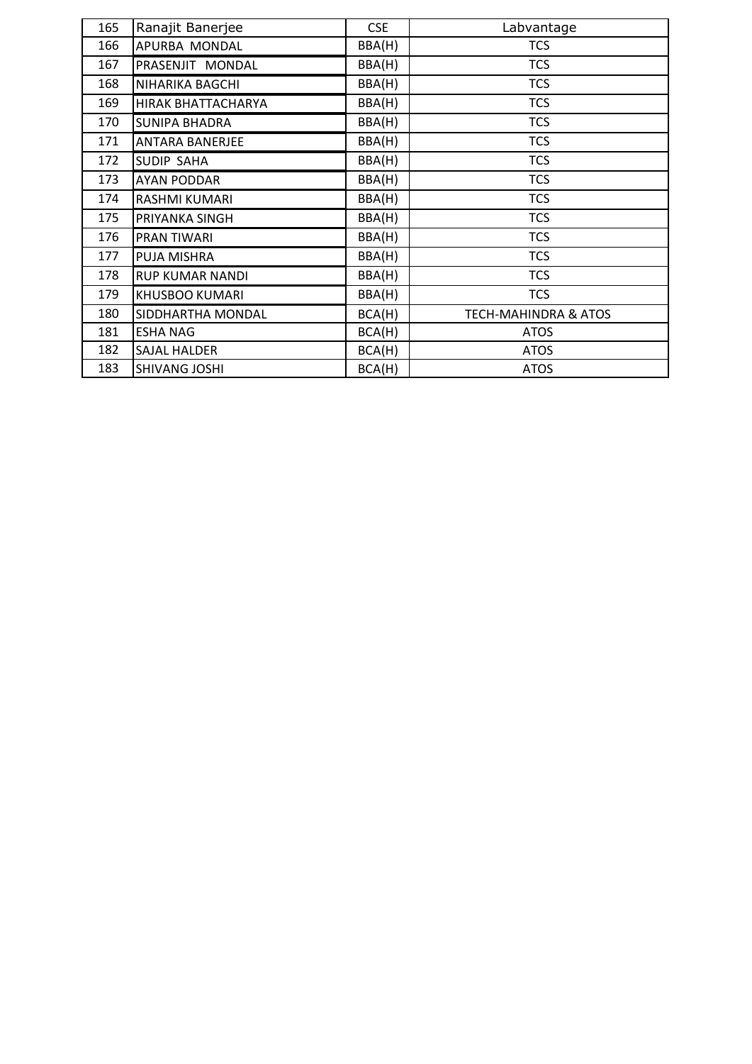| | | | |
|---|---|---|---|
| 165 | Ranajit Banerjee | CSE | Labvantage |
| 166 | APURBA MONDAL | BBA(H) | TCS |
| 167 | PRASENJIT MONDAL | BBA(H) | TCS |
| 168 | NIHARIKA BAGCHI | BBA(H) | TCS |
| 169 | HIRAK BHATTACHARYA | BBA(H) | TCS |
| 170 | SUNIPA BHADRA | BBA(H) | TCS |
| 171 | ANTARA BANERJEE | BBA(H) | TCS |
| 172 | SUDIP SAHA | BBA(H) | TCS |
| 173 | AYAN PODDAR | BBA(H) | TCS |
| 174 | RASHMI KUMARI | BBA(H) | TCS |
| 175 | PRIYANKA SINGH | BBA(H) | TCS |
| 176 | PRAN TIWARI | BBA(H) | TCS |
| 177 | PUJA MISHRA | BBA(H) | TCS |
| 178 | RUP KUMAR NANDI | BBA(H) | TCS |
| 179 | KHUSBOO KUMARI | BBA(H) | TCS |
| 180 | SIDDHARTHA MONDAL | BCA(H) | TECH-MAHINDRA & ATOS |
| 181 | ESHA NAG | BCA(H) | ATOS |
| 182 | SAJAL HALDER | BCA(H) | ATOS |
| 183 | SHIVANG JOSHI | BCA(H) | ATOS |